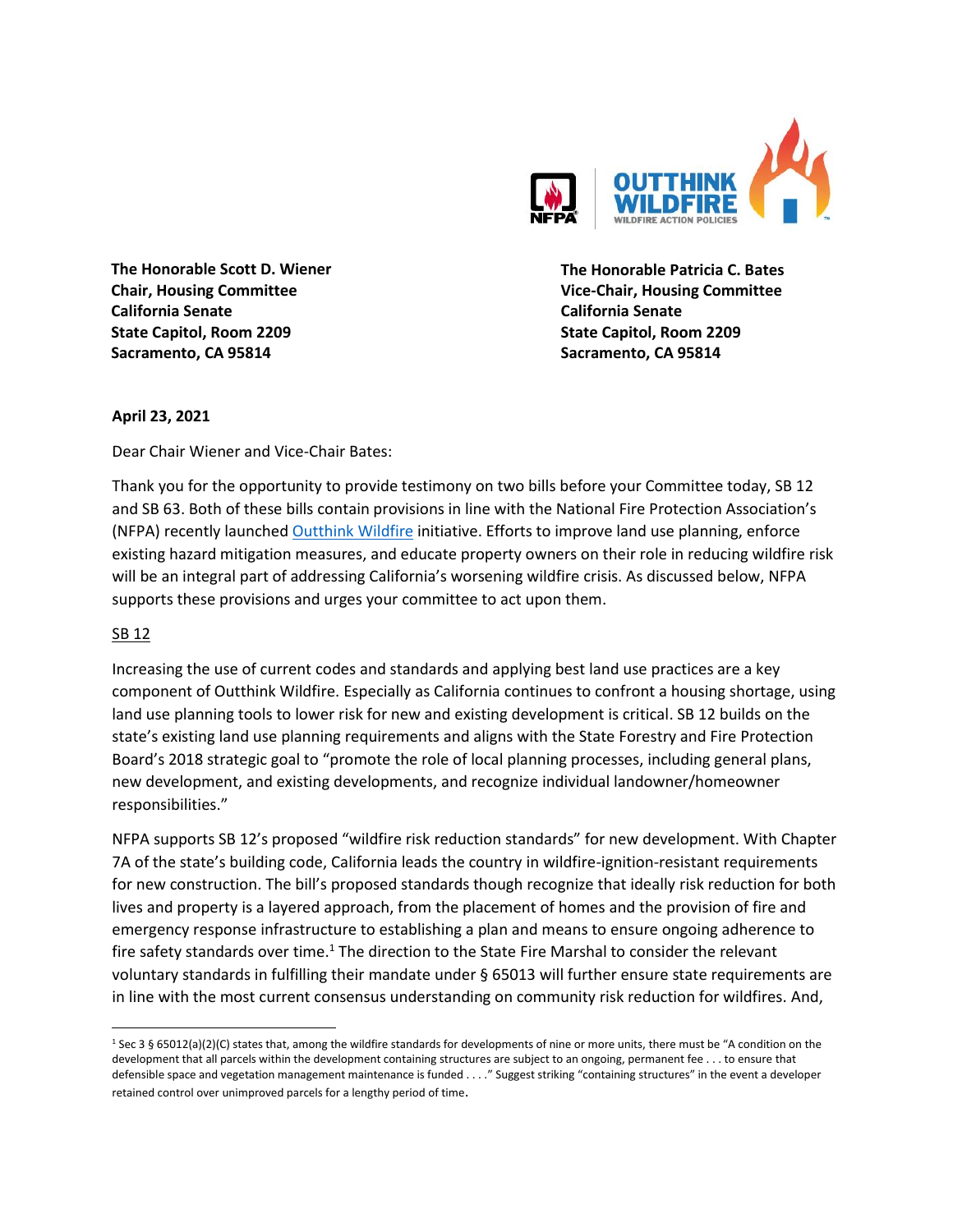**The Honorable Scott D. Wiener**
**Chair, Housing Committee**
**California Senate**
**State Capitol, Room 2209**
**Sacramento, CA 95814**

**The Honorable Patricia C. Bates**
**Vice-Chair, Housing Committee**
**California Senate**
**State Capitol, Room 2209**
**Sacramento, CA 95814**

**April 23, 2021**

Dear Chair Wiener and Vice-Chair Bates:

Thank you for the opportunity to provide testimony on two bills before your Committee today, SB 12 and SB 63. Both of these bills contain provisions in line with the National Fire Protection Association's (NFPA) recently launched Outthink Wildfire initiative. Efforts to improve land use planning, enforce existing hazard mitigation measures, and educate property owners on their role in reducing wildfire risk will be an integral part of addressing California's worsening wildfire crisis. As discussed below, NFPA supports these provisions and urges your committee to act upon them.

## SB 12

Increasing the use of current codes and standards and applying best land use practices are a key component of Outthink Wildfire. Especially as California continues to confront a housing shortage, using land use planning tools to lower risk for new and existing development is critical. SB 12 builds on the state's existing land use planning requirements and aligns with the State Forestry and Fire Protection Board's 2018 strategic goal to "promote the role of local planning processes, including general plans, new development, and existing developments, and recognize individual landowner/homeowner responsibilities."

NFPA supports SB 12's proposed "wildfire risk reduction standards" for new development. With Chapter 7A of the state's building code, California leads the country in wildfire-ignition-resistant requirements for new construction. The bill's proposed standards though recognize that ideally risk reduction for both lives and property is a layered approach, from the placement of homes and the provision of fire and emergency response infrastructure to establishing a plan and means to ensure ongoing adherence to fire safety standards over time.[1] The direction to the State Fire Marshal to consider the relevant voluntary standards in fulfilling their mandate under § 65013 will further ensure state requirements are in line with the most current consensus understanding on community risk reduction for wildfires. And,

[1] Sec 3 § 65012(a)(2)(C) states that, among the wildfire standards for developments of nine or more units, there must be "A condition on the development that all parcels within the development containing structures are subject to an ongoing, permanent fee . . . to ensure that defensible space and vegetation management maintenance is funded . . . ." Suggest striking "containing structures" in the event a developer retained control over unimproved parcels for a lengthy period of time.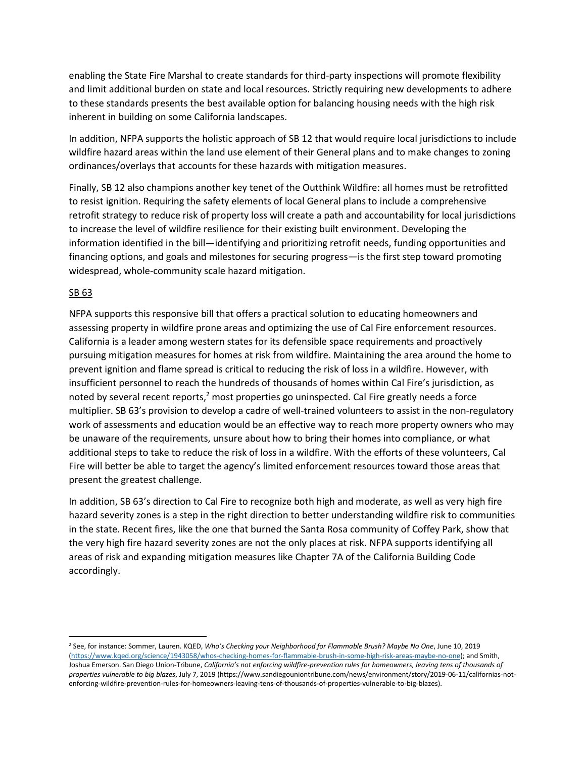enabling the State Fire Marshal to create standards for third-party inspections will promote flexibility and limit additional burden on state and local resources. Strictly requiring new developments to adhere to these standards presents the best available option for balancing housing needs with the high risk inherent in building on some California landscapes.

In addition, NFPA supports the holistic approach of SB 12 that would require local jurisdictions to include wildfire hazard areas within the land use element of their General plans and to make changes to zoning ordinances/overlays that accounts for these hazards with mitigation measures.

Finally, SB 12 also champions another key tenet of the Outthink Wildfire: all homes must be retrofitted to resist ignition. Requiring the safety elements of local General plans to include a comprehensive retrofit strategy to reduce risk of property loss will create a path and accountability for local jurisdictions to increase the level of wildfire resilience for their existing built environment. Developing the information identified in the bill—identifying and prioritizing retrofit needs, funding opportunities and financing options, and goals and milestones for securing progress—is the first step toward promoting widespread, whole-community scale hazard mitigation.

<u>SB 63</u>

NFPA supports this responsive bill that offers a practical solution to educating homeowners and assessing property in wildfire prone areas and optimizing the use of Cal Fire enforcement resources. California is a leader among western states for its defensible space requirements and proactively pursuing mitigation measures for homes at risk from wildfire. Maintaining the area around the home to prevent ignition and flame spread is critical to reducing the risk of loss in a wildfire. However, with insufficient personnel to reach the hundreds of thousands of homes within Cal Fire's jurisdiction, as noted by several recent reports,[2] most properties go uninspected. Cal Fire greatly needs a force multiplier. SB 63's provision to develop a cadre of well-trained volunteers to assist in the non-regulatory work of assessments and education would be an effective way to reach more property owners who may be unaware of the requirements, unsure about how to bring their homes into compliance, or what additional steps to take to reduce the risk of loss in a wildfire. With the efforts of these volunteers, Cal Fire will better be able to target the agency's limited enforcement resources toward those areas that present the greatest challenge.

In addition, SB 63's direction to Cal Fire to recognize both high and moderate, as well as very high fire hazard severity zones is a step in the right direction to better understanding wildfire risk to communities in the state. Recent fires, like the one that burned the Santa Rosa community of Coffey Park, show that the very high fire hazard severity zones are not the only places at risk. NFPA supports identifying all areas of risk and expanding mitigation measures like Chapter 7A of the California Building Code accordingly.

---

[2] See, for instance: Sommer, Lauren. KQED, *Who's Checking your Neighborhood for Flammable Brush? Maybe No One*, June 10, 2019 (https://www.kqed.org/science/1943058/whos-checking-homes-for-flammable-brush-in-some-high-risk-areas-maybe-no-one); and Smith, Joshua Emerson. San Diego Union-Tribune, *California's not enforcing wildfire-prevention rules for homeowners, leaving tens of thousands of properties vulnerable to big blazes*, July 7, 2019 (https://www.sandiegouniontribune.com/news/environment/story/2019-06-11/californias-not-enforcing-wildfire-prevention-rules-for-homeowners-leaving-tens-of-thousands-of-properties-vulnerable-to-big-blazes).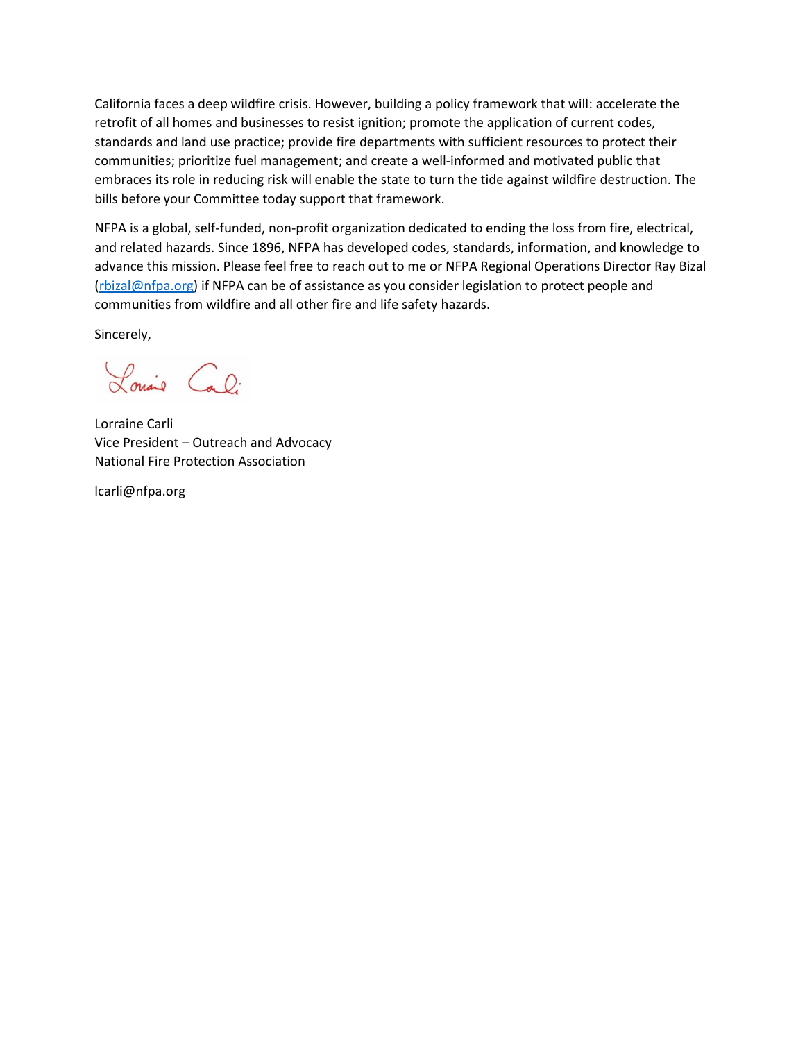California faces a deep wildfire crisis. However, building a policy framework that will: accelerate the retrofit of all homes and businesses to resist ignition; promote the application of current codes, standards and land use practice; provide fire departments with sufficient resources to protect their communities; prioritize fuel management; and create a well-informed and motivated public that embraces its role in reducing risk will enable the state to turn the tide against wildfire destruction. The bills before your Committee today support that framework.

NFPA is a global, self-funded, non-profit organization dedicated to ending the loss from fire, electrical, and related hazards. Since 1896, NFPA has developed codes, standards, information, and knowledge to advance this mission. Please feel free to reach out to me or NFPA Regional Operations Director Ray Bizal (rbizal@nfpa.org) if NFPA can be of assistance as you consider legislation to protect people and communities from wildfire and all other fire and life safety hazards.

Sincerely,

Lorraine Carli  
Vice President – Outreach and Advocacy  
National Fire Protection Association

lcarli@nfpa.org